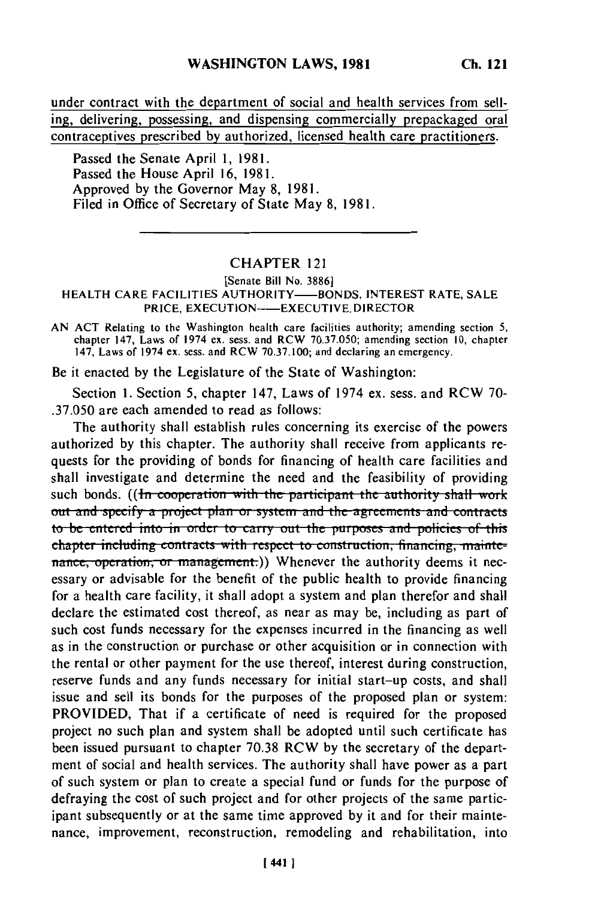under contract with the department of social and health services from selling, delivering, possessing, and dispensing commercially prepackaged oral contraceptives prescribed by authorized, licensed health care practitioners.

Passed the Senate April 1, 1981.
Passed the House April 16, 1981.
Approved by the Governor May 8, 1981.
Filed in Office of Secretary of State May 8, 1981.

---

## CHAPTER 121

[Senate Bill No. 3886]

HEALTH CARE FACILITIES AUTHORITY——BONDS, INTEREST RATE, SALE PRICE, EXECUTION——EXECUTIVE DIRECTOR

AN ACT Relating to the Washington health care facilities authority; amending section 5, chapter 147, Laws of 1974 ex. sess. and RCW 70.37.050; amending section 10, chapter 147, Laws of 1974 ex. sess. and RCW 70.37.100; and declaring an emergency.

Be it enacted by the Legislature of the State of Washington:

Section 1. Section 5, chapter 147, Laws of 1974 ex. sess. and RCW 70-.37.050 are each amended to read as follows:

The authority shall establish rules concerning its exercise of the powers authorized by this chapter. The authority shall receive from applicants requests for the providing of bonds for financing of health care facilities and shall investigate and determine the need and the feasibility of providing such bonds. ((~~In cooperation with the participant the authority shall work out and specify a project plan or system and the agreements and contracts to be entered into in order to carry out the purposes and policies of this chapter including contracts with respect to construction, financing, maintenance, operation, or management.~~)) Whenever the authority deems it necessary or advisable for the benefit of the public health to provide financing for a health care facility, it shall adopt a system and plan therefor and shall declare the estimated cost thereof, as near as may be, including as part of such cost funds necessary for the expenses incurred in the financing as well as in the construction or purchase or other acquisition or in connection with the rental or other payment for the use thereof, interest during construction, reserve funds and any funds necessary for initial start–up costs, and shall issue and sell its bonds for the purposes of the proposed plan or system: PROVIDED, That if a certificate of need is required for the proposed project no such plan and system shall be adopted until such certificate has been issued pursuant to chapter 70.38 RCW by the secretary of the department of social and health services. The authority shall have power as a part of such system or plan to create a special fund or funds for the purpose of defraying the cost of such project and for other projects of the same participant subsequently or at the same time approved by it and for their maintenance, improvement, reconstruction, remodeling and rehabilitation, into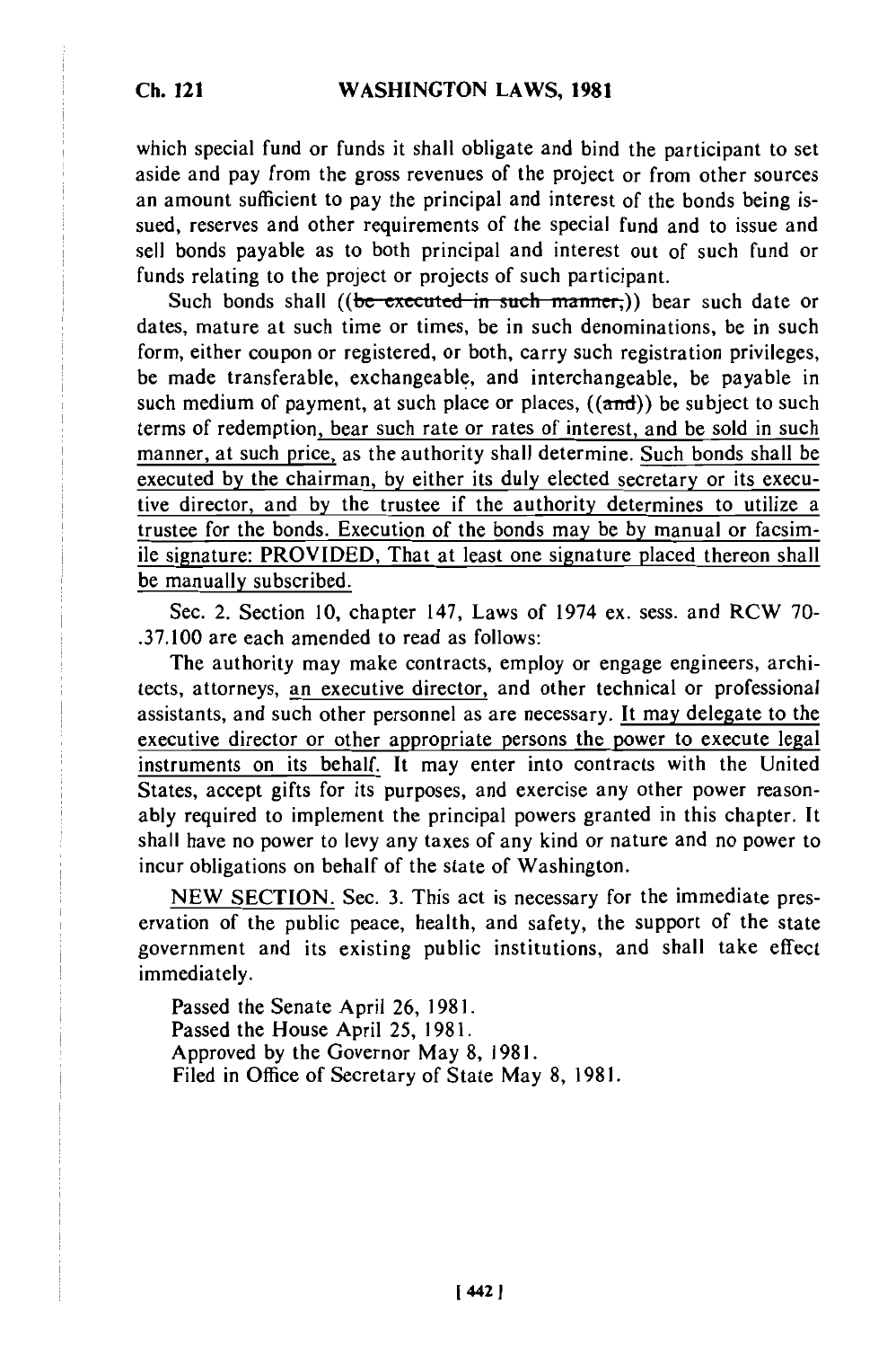which special fund or funds it shall obligate and bind the participant to set aside and pay from the gross revenues of the project or from other sources an amount sufficient to pay the principal and interest of the bonds being issued, reserves and other requirements of the special fund and to issue and sell bonds payable as to both principal and interest out of such fund or funds relating to the project or projects of such participant.

Such bonds shall ((~~be executed in such manner,~~)) bear such date or dates, mature at such time or times, be in such denominations, be in such form, either coupon or registered, or both, carry such registration privileges, be made transferable, exchangeable, and interchangeable, be payable in such medium of payment, at such place or places, ((~~and~~)) be subject to such terms of redemption, bear such rate or rates of interest, and be sold in such manner, at such price, as the authority shall determine. Such bonds shall be executed by the chairman, by either its duly elected secretary or its executive director, and by the trustee if the authority determines to utilize a trustee for the bonds. Execution of the bonds may be by manual or facsimile signature: PROVIDED, That at least one signature placed thereon shall be manually subscribed.

Sec. 2. Section 10, chapter 147, Laws of 1974 ex. sess. and RCW 70-.37.100 are each amended to read as follows:

The authority may make contracts, employ or engage engineers, architects, attorneys, an executive director, and other technical or professional assistants, and such other personnel as are necessary. It may delegate to the executive director or other appropriate persons the power to execute legal instruments on its behalf. It may enter into contracts with the United States, accept gifts for its purposes, and exercise any other power reasonably required to implement the principal powers granted in this chapter. It shall have no power to levy any taxes of any kind or nature and no power to incur obligations on behalf of the state of Washington.

NEW SECTION. Sec. 3. This act is necessary for the immediate preservation of the public peace, health, and safety, the support of the state government and its existing public institutions, and shall take effect immediately.

Passed the Senate April 26, 1981.
Passed the House April 25, 1981.
Approved by the Governor May 8, 1981.
Filed in Office of Secretary of State May 8, 1981.